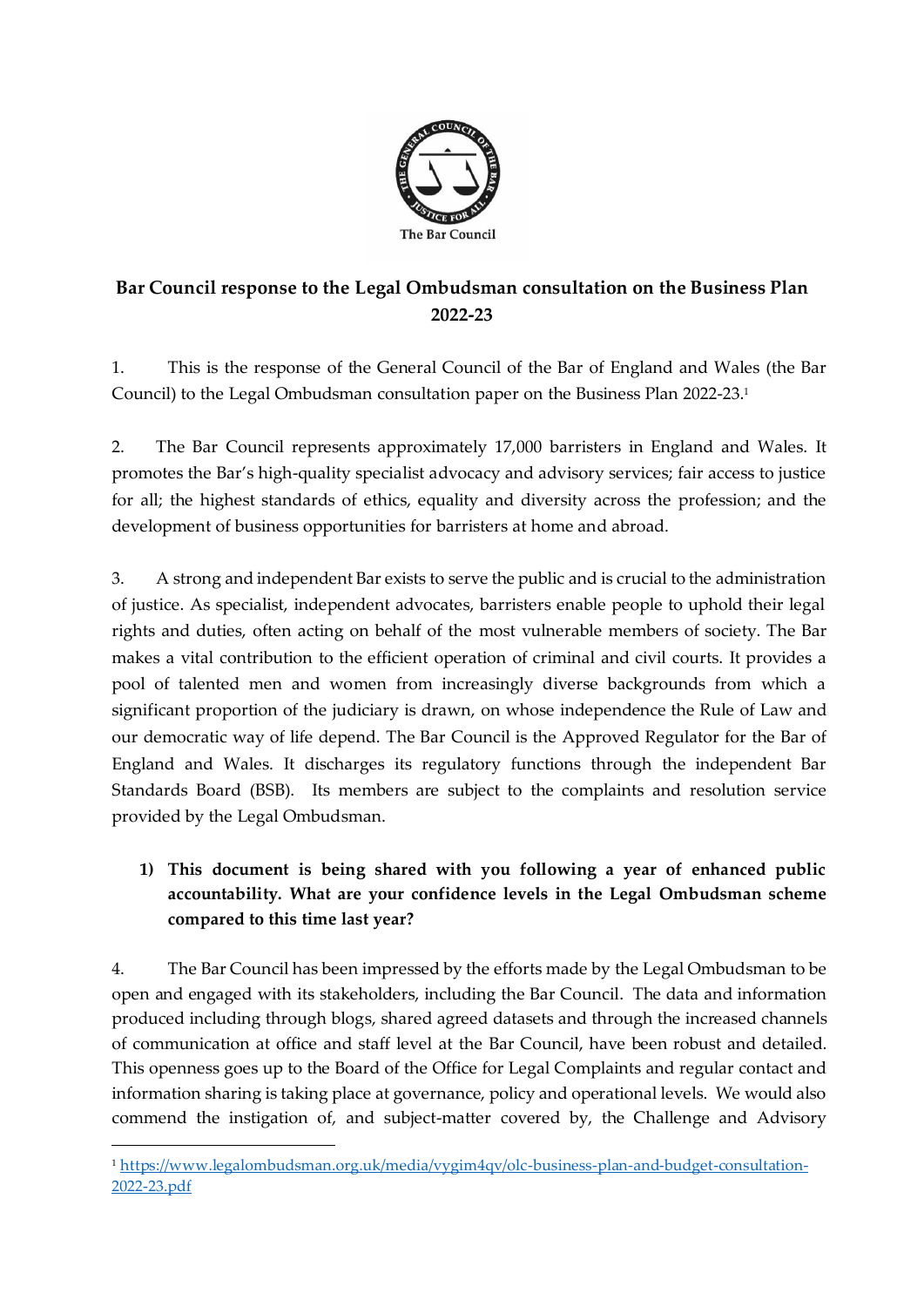The Bar Council

# Bar Council response to the Legal Ombudsman consultation on the Business Plan 2022-23

1. This is the response of the General Council of the Bar of England and Wales (the Bar Council) to the Legal Ombudsman consultation paper on the Business Plan 2022-23.[1]

2. The Bar Council represents approximately 17,000 barristers in England and Wales. It promotes the Bar's high-quality specialist advocacy and advisory services; fair access to justice for all; the highest standards of ethics, equality and diversity across the profession; and the development of business opportunities for barristers at home and abroad.

3. A strong and independent Bar exists to serve the public and is crucial to the administration of justice. As specialist, independent advocates, barristers enable people to uphold their legal rights and duties, often acting on behalf of the most vulnerable members of society. The Bar makes a vital contribution to the efficient operation of criminal and civil courts. It provides a pool of talented men and women from increasingly diverse backgrounds from which a significant proportion of the judiciary is drawn, on whose independence the Rule of Law and our democratic way of life depend. The Bar Council is the Approved Regulator for the Bar of England and Wales. It discharges its regulatory functions through the independent Bar Standards Board (BSB). Its members are subject to the complaints and resolution service provided by the Legal Ombudsman.

**1) This document is being shared with you following a year of enhanced public accountability. What are your confidence levels in the Legal Ombudsman scheme compared to this time last year?**

4. The Bar Council has been impressed by the efforts made by the Legal Ombudsman to be open and engaged with its stakeholders, including the Bar Council. The data and information produced including through blogs, shared agreed datasets and through the increased channels of communication at office and staff level at the Bar Council, have been robust and detailed. This openness goes up to the Board of the Office for Legal Complaints and regular contact and information sharing is taking place at governance, policy and operational levels. We would also commend the instigation of, and subject-matter covered by, the Challenge and Advisory

[1] https://www.legalombudsman.org.uk/media/vygim4qv/olc-business-plan-and-budget-consultation-2022-23.pdf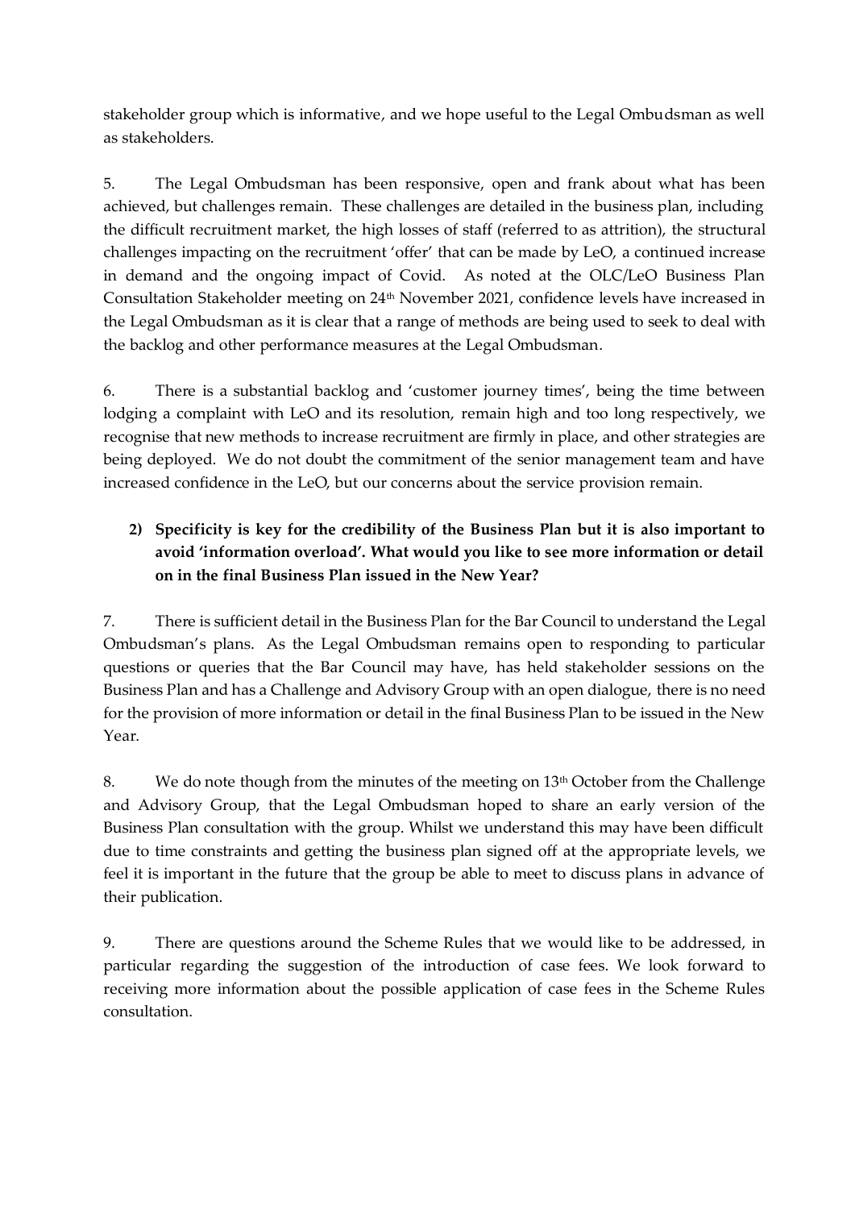stakeholder group which is informative, and we hope useful to the Legal Ombudsman as well as stakeholders.

5. The Legal Ombudsman has been responsive, open and frank about what has been achieved, but challenges remain. These challenges are detailed in the business plan, including the difficult recruitment market, the high losses of staff (referred to as attrition), the structural challenges impacting on the recruitment 'offer' that can be made by LeO, a continued increase in demand and the ongoing impact of Covid. As noted at the OLC/LeO Business Plan Consultation Stakeholder meeting on 24th November 2021, confidence levels have increased in the Legal Ombudsman as it is clear that a range of methods are being used to seek to deal with the backlog and other performance measures at the Legal Ombudsman.

6. There is a substantial backlog and 'customer journey times', being the time between lodging a complaint with LeO and its resolution, remain high and too long respectively, we recognise that new methods to increase recruitment are firmly in place, and other strategies are being deployed. We do not doubt the commitment of the senior management team and have increased confidence in the LeO, but our concerns about the service provision remain.

**2) Specificity is key for the credibility of the Business Plan but it is also important to avoid 'information overload'. What would you like to see more information or detail on in the final Business Plan issued in the New Year?**

7. There is sufficient detail in the Business Plan for the Bar Council to understand the Legal Ombudsman's plans. As the Legal Ombudsman remains open to responding to particular questions or queries that the Bar Council may have, has held stakeholder sessions on the Business Plan and has a Challenge and Advisory Group with an open dialogue, there is no need for the provision of more information or detail in the final Business Plan to be issued in the New Year.

8. We do note though from the minutes of the meeting on 13th October from the Challenge and Advisory Group, that the Legal Ombudsman hoped to share an early version of the Business Plan consultation with the group. Whilst we understand this may have been difficult due to time constraints and getting the business plan signed off at the appropriate levels, we feel it is important in the future that the group be able to meet to discuss plans in advance of their publication.

9. There are questions around the Scheme Rules that we would like to be addressed, in particular regarding the suggestion of the introduction of case fees. We look forward to receiving more information about the possible application of case fees in the Scheme Rules consultation.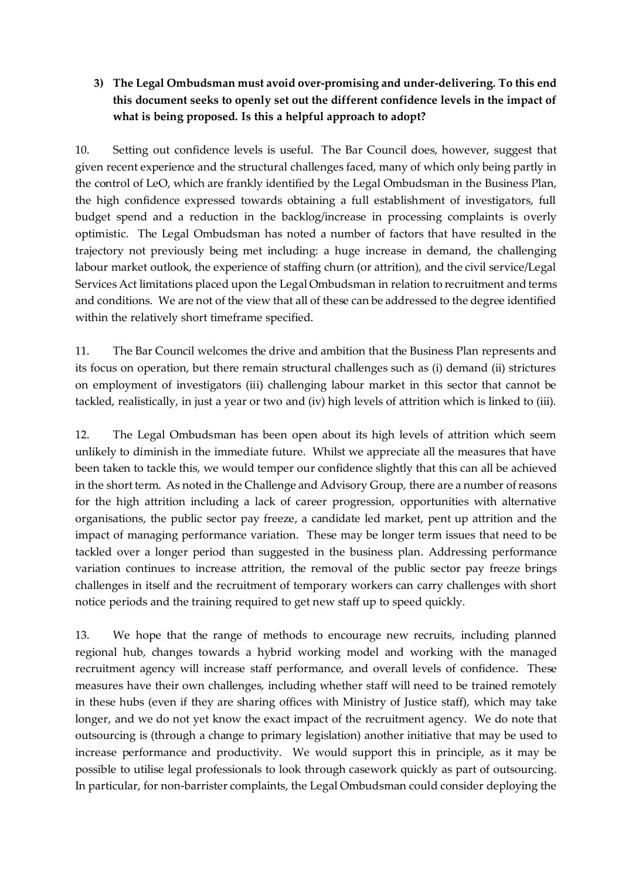**3) The Legal Ombudsman must avoid over-promising and under-delivering. To this end this document seeks to openly set out the different confidence levels in the impact of what is being proposed. Is this a helpful approach to adopt?**

10. Setting out confidence levels is useful. The Bar Council does, however, suggest that given recent experience and the structural challenges faced, many of which only being partly in the control of LeO, which are frankly identified by the Legal Ombudsman in the Business Plan, the high confidence expressed towards obtaining a full establishment of investigators, full budget spend and a reduction in the backlog/increase in processing complaints is overly optimistic. The Legal Ombudsman has noted a number of factors that have resulted in the trajectory not previously being met including: a huge increase in demand, the challenging labour market outlook, the experience of staffing churn (or attrition), and the civil service/Legal Services Act limitations placed upon the Legal Ombudsman in relation to recruitment and terms and conditions. We are not of the view that all of these can be addressed to the degree identified within the relatively short timeframe specified.

11. The Bar Council welcomes the drive and ambition that the Business Plan represents and its focus on operation, but there remain structural challenges such as (i) demand (ii) strictures on employment of investigators (iii) challenging labour market in this sector that cannot be tackled, realistically, in just a year or two and (iv) high levels of attrition which is linked to (iii).

12. The Legal Ombudsman has been open about its high levels of attrition which seem unlikely to diminish in the immediate future. Whilst we appreciate all the measures that have been taken to tackle this, we would temper our confidence slightly that this can all be achieved in the short term. As noted in the Challenge and Advisory Group, there are a number of reasons for the high attrition including a lack of career progression, opportunities with alternative organisations, the public sector pay freeze, a candidate led market, pent up attrition and the impact of managing performance variation. These may be longer term issues that need to be tackled over a longer period than suggested in the business plan. Addressing performance variation continues to increase attrition, the removal of the public sector pay freeze brings challenges in itself and the recruitment of temporary workers can carry challenges with short notice periods and the training required to get new staff up to speed quickly.

13. We hope that the range of methods to encourage new recruits, including planned regional hub, changes towards a hybrid working model and working with the managed recruitment agency will increase staff performance, and overall levels of confidence. These measures have their own challenges, including whether staff will need to be trained remotely in these hubs (even if they are sharing offices with Ministry of Justice staff), which may take longer, and we do not yet know the exact impact of the recruitment agency. We do note that outsourcing is (through a change to primary legislation) another initiative that may be used to increase performance and productivity. We would support this in principle, as it may be possible to utilise legal professionals to look through casework quickly as part of outsourcing. In particular, for non-barrister complaints, the Legal Ombudsman could consider deploying the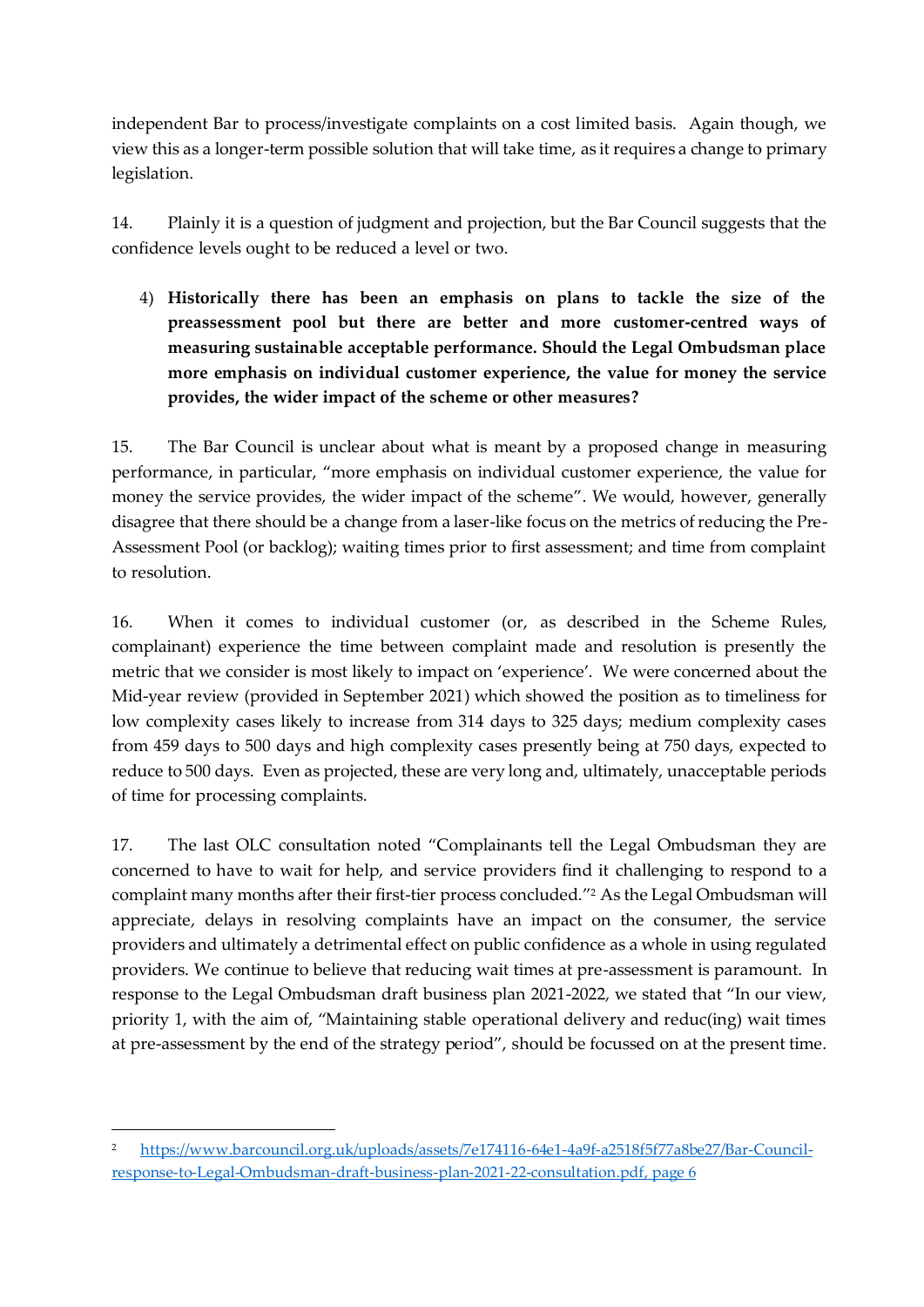independent Bar to process/investigate complaints on a cost limited basis. Again though, we view this as a longer-term possible solution that will take time, as it requires a change to primary legislation.

14. Plainly it is a question of judgment and projection, but the Bar Council suggests that the confidence levels ought to be reduced a level or two.

4) **Historically there has been an emphasis on plans to tackle the size of the preassessment pool but there are better and more customer-centred ways of measuring sustainable acceptable performance. Should the Legal Ombudsman place more emphasis on individual customer experience, the value for money the service provides, the wider impact of the scheme or other measures?**

15. The Bar Council is unclear about what is meant by a proposed change in measuring performance, in particular, "more emphasis on individual customer experience, the value for money the service provides, the wider impact of the scheme". We would, however, generally disagree that there should be a change from a laser-like focus on the metrics of reducing the Pre-Assessment Pool (or backlog); waiting times prior to first assessment; and time from complaint to resolution.

16. When it comes to individual customer (or, as described in the Scheme Rules, complainant) experience the time between complaint made and resolution is presently the metric that we consider is most likely to impact on 'experience'. We were concerned about the Mid-year review (provided in September 2021) which showed the position as to timeliness for low complexity cases likely to increase from 314 days to 325 days; medium complexity cases from 459 days to 500 days and high complexity cases presently being at 750 days, expected to reduce to 500 days. Even as projected, these are very long and, ultimately, unacceptable periods of time for processing complaints.

17. The last OLC consultation noted "Complainants tell the Legal Ombudsman they are concerned to have to wait for help, and service providers find it challenging to respond to a complaint many months after their first-tier process concluded."[2] As the Legal Ombudsman will appreciate, delays in resolving complaints have an impact on the consumer, the service providers and ultimately a detrimental effect on public confidence as a whole in using regulated providers. We continue to believe that reducing wait times at pre-assessment is paramount. In response to the Legal Ombudsman draft business plan 2021-2022, we stated that "In our view, priority 1, with the aim of, "Maintaining stable operational delivery and reduc(ing) wait times at pre-assessment by the end of the strategy period", should be focussed on at the present time.

---

[2] https://www.barcouncil.org.uk/uploads/assets/7e174116-64e1-4a9f-a2518f5f77a8be27/Bar-Council-response-to-Legal-Ombudsman-draft-business-plan-2021-22-consultation.pdf, page 6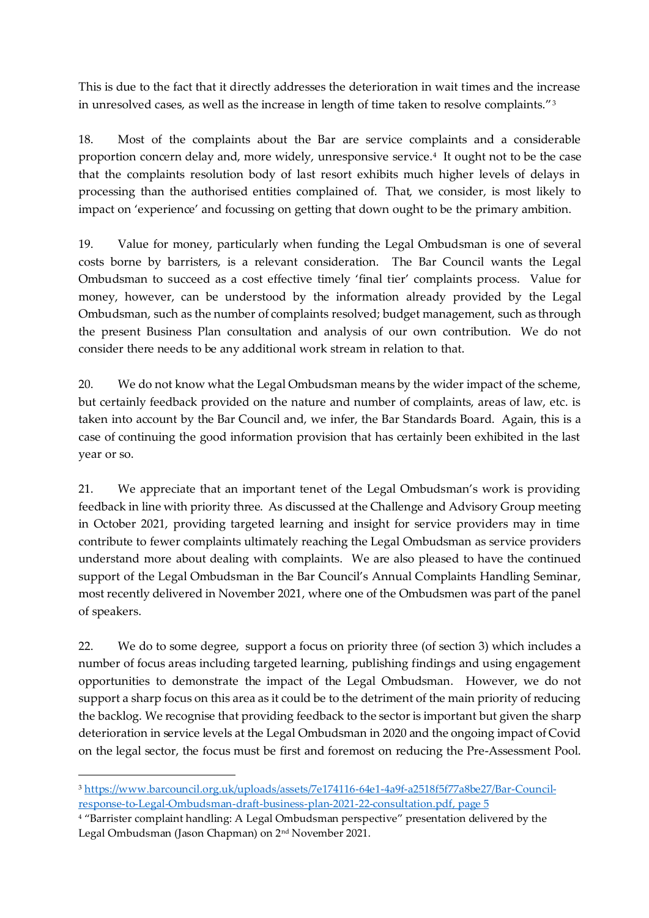This is due to the fact that it directly addresses the deterioration in wait times and the increase in unresolved cases, as well as the increase in length of time taken to resolve complaints."[3]

18. Most of the complaints about the Bar are service complaints and a considerable proportion concern delay and, more widely, unresponsive service.[4] It ought not to be the case that the complaints resolution body of last resort exhibits much higher levels of delays in processing than the authorised entities complained of. That, we consider, is most likely to impact on 'experience' and focussing on getting that down ought to be the primary ambition.

19. Value for money, particularly when funding the Legal Ombudsman is one of several costs borne by barristers, is a relevant consideration. The Bar Council wants the Legal Ombudsman to succeed as a cost effective timely 'final tier' complaints process. Value for money, however, can be understood by the information already provided by the Legal Ombudsman, such as the number of complaints resolved; budget management, such as through the present Business Plan consultation and analysis of our own contribution. We do not consider there needs to be any additional work stream in relation to that.

20. We do not know what the Legal Ombudsman means by the wider impact of the scheme, but certainly feedback provided on the nature and number of complaints, areas of law, etc. is taken into account by the Bar Council and, we infer, the Bar Standards Board. Again, this is a case of continuing the good information provision that has certainly been exhibited in the last year or so.

21. We appreciate that an important tenet of the Legal Ombudsman's work is providing feedback in line with priority three. As discussed at the Challenge and Advisory Group meeting in October 2021, providing targeted learning and insight for service providers may in time contribute to fewer complaints ultimately reaching the Legal Ombudsman as service providers understand more about dealing with complaints. We are also pleased to have the continued support of the Legal Ombudsman in the Bar Council's Annual Complaints Handling Seminar, most recently delivered in November 2021, where one of the Ombudsmen was part of the panel of speakers.

22. We do to some degree, support a focus on priority three (of section 3) which includes a number of focus areas including targeted learning, publishing findings and using engagement opportunities to demonstrate the impact of the Legal Ombudsman. However, we do not support a sharp focus on this area as it could be to the detriment of the main priority of reducing the backlog. We recognise that providing feedback to the sector is important but given the sharp deterioration in service levels at the Legal Ombudsman in 2020 and the ongoing impact of Covid on the legal sector, the focus must be first and foremost on reducing the Pre-Assessment Pool.

---

[3] [https://www.barcouncil.org.uk/uploads/assets/7e174116-64e1-4a9f-a2518f5f77a8be27/Bar-Council-response-to-Legal-Ombudsman-draft-business-plan-2021-22-consultation.pdf, page 5](https://www.barcouncil.org.uk/uploads/assets/7e174116-64e1-4a9f-a2518f5f77a8be27/Bar-Council-response-to-Legal-Ombudsman-draft-business-plan-2021-22-consultation.pdf)

[4] "Barrister complaint handling: A Legal Ombudsman perspective" presentation delivered by the Legal Ombudsman (Jason Chapman) on 2nd November 2021.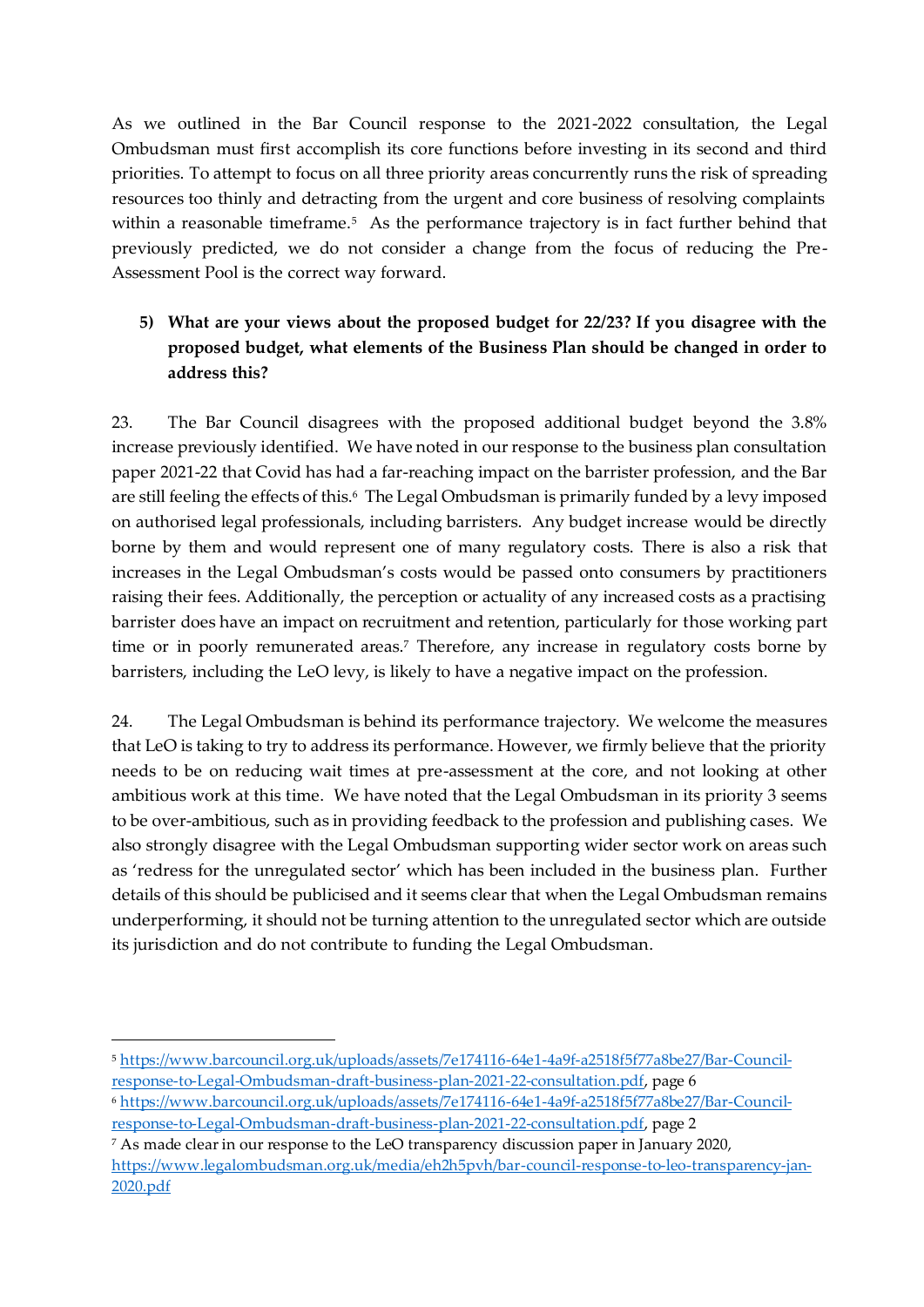As we outlined in the Bar Council response to the 2021-2022 consultation, the Legal Ombudsman must first accomplish its core functions before investing in its second and third priorities. To attempt to focus on all three priority areas concurrently runs the risk of spreading resources too thinly and detracting from the urgent and core business of resolving complaints within a reasonable timeframe.[5] As the performance trajectory is in fact further behind that previously predicted, we do not consider a change from the focus of reducing the Pre-Assessment Pool is the correct way forward.

5) **What are your views about the proposed budget for 22/23? If you disagree with the proposed budget, what elements of the Business Plan should be changed in order to address this?**

23. The Bar Council disagrees with the proposed additional budget beyond the 3.8% increase previously identified. We have noted in our response to the business plan consultation paper 2021-22 that Covid has had a far-reaching impact on the barrister profession, and the Bar are still feeling the effects of this.[6] The Legal Ombudsman is primarily funded by a levy imposed on authorised legal professionals, including barristers. Any budget increase would be directly borne by them and would represent one of many regulatory costs. There is also a risk that increases in the Legal Ombudsman's costs would be passed onto consumers by practitioners raising their fees. Additionally, the perception or actuality of any increased costs as a practising barrister does have an impact on recruitment and retention, particularly for those working part time or in poorly remunerated areas.[7] Therefore, any increase in regulatory costs borne by barristers, including the LeO levy, is likely to have a negative impact on the profession.

24. The Legal Ombudsman is behind its performance trajectory. We welcome the measures that LeO is taking to try to address its performance. However, we firmly believe that the priority needs to be on reducing wait times at pre-assessment at the core, and not looking at other ambitious work at this time. We have noted that the Legal Ombudsman in its priority 3 seems to be over-ambitious, such as in providing feedback to the profession and publishing cases. We also strongly disagree with the Legal Ombudsman supporting wider sector work on areas such as 'redress for the unregulated sector' which has been included in the business plan. Further details of this should be publicised and it seems clear that when the Legal Ombudsman remains underperforming, it should not be turning attention to the unregulated sector which are outside its jurisdiction and do not contribute to funding the Legal Ombudsman.

---

[5] https://www.barcouncil.org.uk/uploads/assets/7e174116-64e1-4a9f-a2518f5f77a8be27/Bar-Council-response-to-Legal-Ombudsman-draft-business-plan-2021-22-consultation.pdf, page 6

[6] https://www.barcouncil.org.uk/uploads/assets/7e174116-64e1-4a9f-a2518f5f77a8be27/Bar-Council-response-to-Legal-Ombudsman-draft-business-plan-2021-22-consultation.pdf, page 2

[7] As made clear in our response to the LeO transparency discussion paper in January 2020, https://www.legalombudsman.org.uk/media/eh2h5pvh/bar-council-response-to-leo-transparency-jan-2020.pdf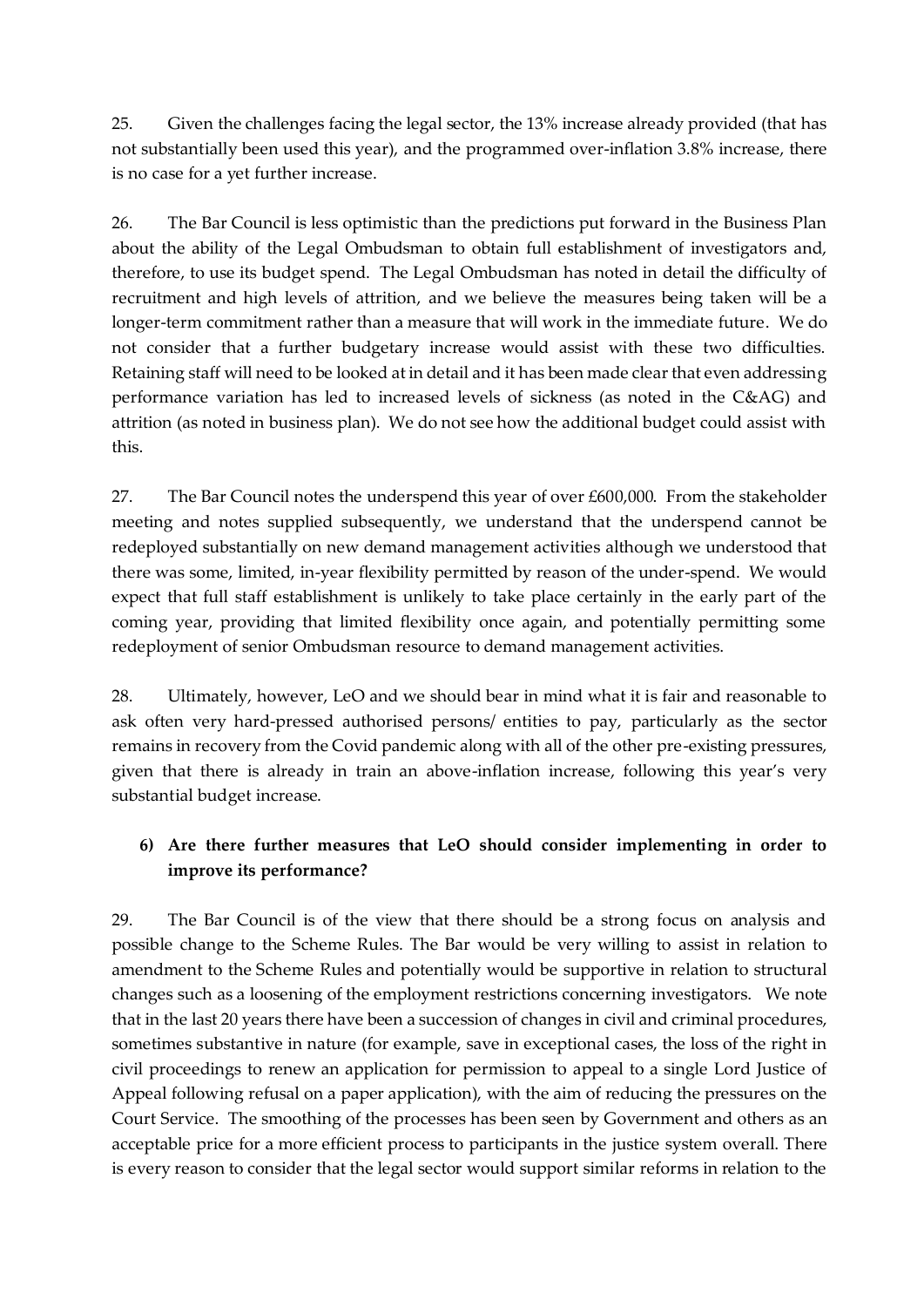25. Given the challenges facing the legal sector, the 13% increase already provided (that has not substantially been used this year), and the programmed over-inflation 3.8% increase, there is no case for a yet further increase.

26. The Bar Council is less optimistic than the predictions put forward in the Business Plan about the ability of the Legal Ombudsman to obtain full establishment of investigators and, therefore, to use its budget spend. The Legal Ombudsman has noted in detail the difficulty of recruitment and high levels of attrition, and we believe the measures being taken will be a longer-term commitment rather than a measure that will work in the immediate future. We do not consider that a further budgetary increase would assist with these two difficulties. Retaining staff will need to be looked at in detail and it has been made clear that even addressing performance variation has led to increased levels of sickness (as noted in the C&AG) and attrition (as noted in business plan). We do not see how the additional budget could assist with this.

27. The Bar Council notes the underspend this year of over £600,000. From the stakeholder meeting and notes supplied subsequently, we understand that the underspend cannot be redeployed substantially on new demand management activities although we understood that there was some, limited, in-year flexibility permitted by reason of the under-spend. We would expect that full staff establishment is unlikely to take place certainly in the early part of the coming year, providing that limited flexibility once again, and potentially permitting some redeployment of senior Ombudsman resource to demand management activities.

28. Ultimately, however, LeO and we should bear in mind what it is fair and reasonable to ask often very hard-pressed authorised persons/ entities to pay, particularly as the sector remains in recovery from the Covid pandemic along with all of the other pre-existing pressures, given that there is already in train an above-inflation increase, following this year's very substantial budget increase.

**6) Are there further measures that LeO should consider implementing in order to improve its performance?**

29. The Bar Council is of the view that there should be a strong focus on analysis and possible change to the Scheme Rules. The Bar would be very willing to assist in relation to amendment to the Scheme Rules and potentially would be supportive in relation to structural changes such as a loosening of the employment restrictions concerning investigators. We note that in the last 20 years there have been a succession of changes in civil and criminal procedures, sometimes substantive in nature (for example, save in exceptional cases, the loss of the right in civil proceedings to renew an application for permission to appeal to a single Lord Justice of Appeal following refusal on a paper application), with the aim of reducing the pressures on the Court Service. The smoothing of the processes has been seen by Government and others as an acceptable price for a more efficient process to participants in the justice system overall. There is every reason to consider that the legal sector would support similar reforms in relation to the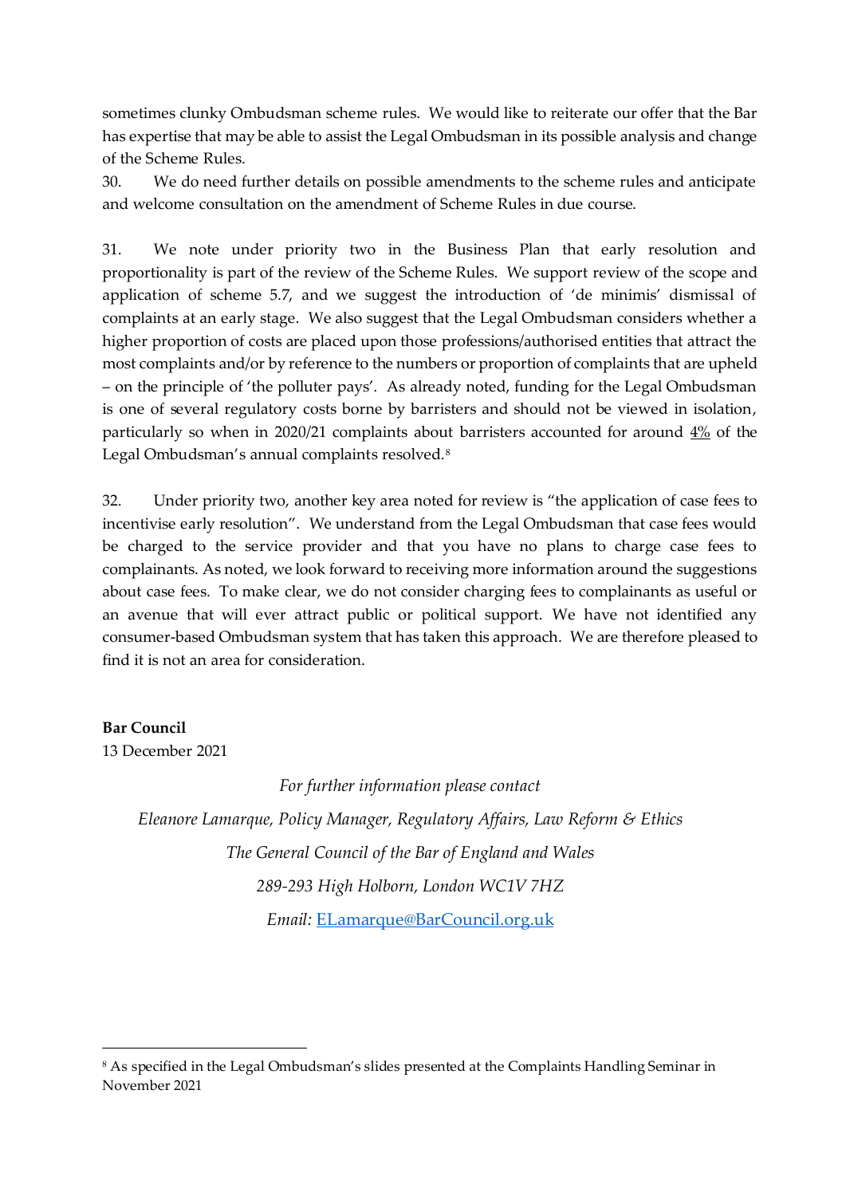sometimes clunky Ombudsman scheme rules. We would like to reiterate our offer that the Bar has expertise that may be able to assist the Legal Ombudsman in its possible analysis and change of the Scheme Rules.

30. We do need further details on possible amendments to the scheme rules and anticipate and welcome consultation on the amendment of Scheme Rules in due course.

31. We note under priority two in the Business Plan that early resolution and proportionality is part of the review of the Scheme Rules. We support review of the scope and application of scheme 5.7, and we suggest the introduction of 'de minimis' dismissal of complaints at an early stage. We also suggest that the Legal Ombudsman considers whether a higher proportion of costs are placed upon those professions/authorised entities that attract the most complaints and/or by reference to the numbers or proportion of complaints that are upheld – on the principle of 'the polluter pays'. As already noted, funding for the Legal Ombudsman is one of several regulatory costs borne by barristers and should not be viewed in isolation, particularly so when in 2020/21 complaints about barristers accounted for around 4% of the Legal Ombudsman's annual complaints resolved.[8]

32. Under priority two, another key area noted for review is "the application of case fees to incentivise early resolution". We understand from the Legal Ombudsman that case fees would be charged to the service provider and that you have no plans to charge case fees to complainants. As noted, we look forward to receiving more information around the suggestions about case fees. To make clear, we do not consider charging fees to complainants as useful or an avenue that will ever attract public or political support. We have not identified any consumer-based Ombudsman system that has taken this approach. We are therefore pleased to find it is not an area for consideration.

**Bar Council**
13 December 2021

*For further information please contact*

*Eleanore Lamarque, Policy Manager, Regulatory Affairs, Law Reform & Ethics*

*The General Council of the Bar of England and Wales*

*289-293 High Holborn, London WC1V 7HZ*

*Email:* [ELamarque@BarCouncil.org.uk](mailto:ELamarque@BarCouncil.org.uk)

[8] As specified in the Legal Ombudsman's slides presented at the Complaints Handling Seminar in November 2021